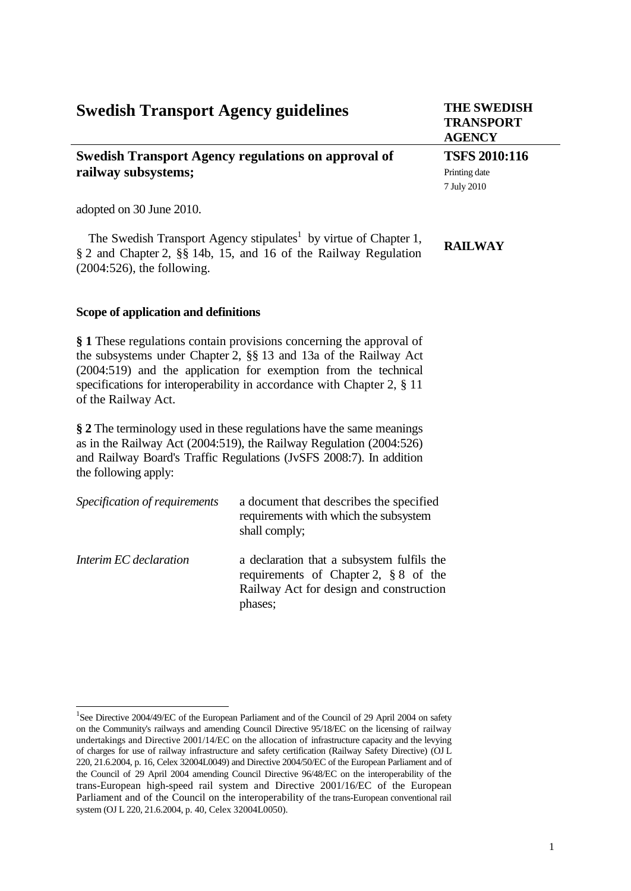# Swedish Transport Agency guidelines

**THE SWEDISH TRANSPORT AGENCY**

## Swedish Transport Agency regulations on approval of railway subsystems;

**TSFS 2010:116**

Printing date
7 July 2010

adopted on 30 June 2010.

**RAILWAY**

The Swedish Transport Agency stipulates[1] by virtue of Chapter 1, § 2 and Chapter 2, §§ 14b, 15, and 16 of the Railway Regulation (2004:526), the following.

### Scope of application and definitions

**§ 1** These regulations contain provisions concerning the approval of the subsystems under Chapter 2, §§ 13 and 13a of the Railway Act (2004:519) and the application for exemption from the technical specifications for interoperability in accordance with Chapter 2, § 11 of the Railway Act.

**§ 2** The terminology used in these regulations have the same meanings as in the Railway Act (2004:519), the Railway Regulation (2004:526) and Railway Board's Traffic Regulations (JvSFS 2008:7). In addition the following apply:

| | |
|---|---|
| *Specification of requirements* | a document that describes the specified requirements with which the subsystem shall comply; |
| *Interim EC declaration* | a declaration that a subsystem fulfils the requirements of Chapter 2, § 8 of the Railway Act for design and construction phases; |

[1] See Directive 2004/49/EC of the European Parliament and of the Council of 29 April 2004 on safety on the Community's railways and amending Council Directive 95/18/EC on the licensing of railway undertakings and Directive 2001/14/EC on the allocation of infrastructure capacity and the levying of charges for use of railway infrastructure and safety certification (Railway Safety Directive) (OJ L 220, 21.6.2004, p. 16, Celex 32004L0049) and Directive 2004/50/EC of the European Parliament and of the Council of 29 April 2004 amending Council Directive 96/48/EC on the interoperability of the trans-European high-speed rail system and Directive 2001/16/EC of the European Parliament and of the Council on the interoperability of the trans-European conventional rail system (OJ L 220, 21.6.2004, p. 40, Celex 32004L0050).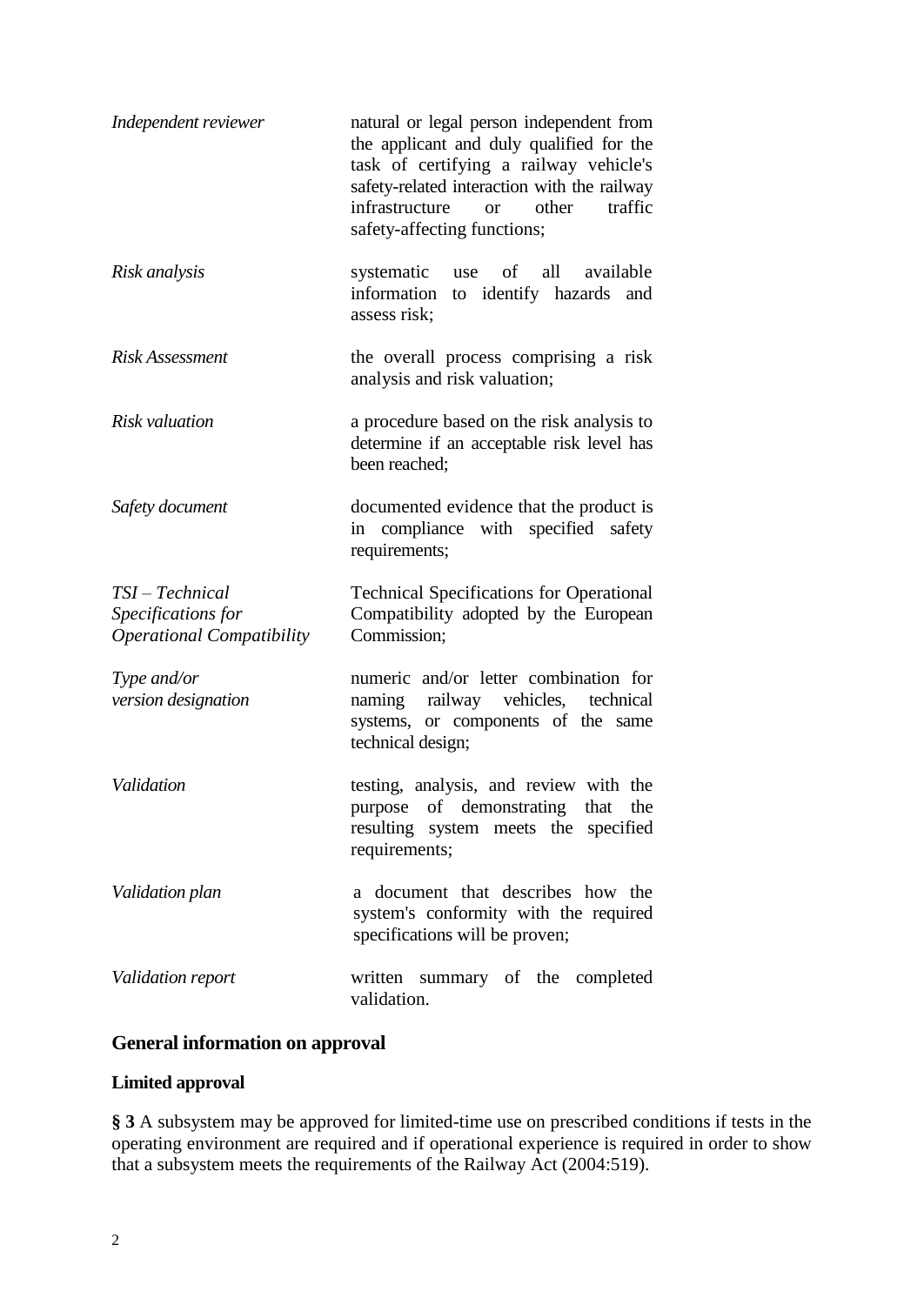| | |
|---|---|
| *Independent reviewer* | natural or legal person independent from the applicant and duly qualified for the task of certifying a railway vehicle's safety-related interaction with the railway infrastructure or other traffic safety-affecting functions; |
| *Risk analysis* | systematic use of all available information to identify hazards and assess risk; |
| *Risk Assessment* | the overall process comprising a risk analysis and risk valuation; |
| *Risk valuation* | a procedure based on the risk analysis to determine if an acceptable risk level has been reached; |
| *Safety document* | documented evidence that the product is in compliance with specified safety requirements; |
| *TSI – Technical Specifications for Operational Compatibility* | Technical Specifications for Operational Compatibility adopted by the European Commission; |
| *Type and/or version designation* | numeric and/or letter combination for naming railway vehicles, technical systems, or components of the same technical design; |
| *Validation* | testing, analysis, and review with the purpose of demonstrating that the resulting system meets the specified requirements; |
| *Validation plan* | a document that describes how the system's conformity with the required specifications will be proven; |
| *Validation report* | written summary of the completed validation. |

## General information on approval

### Limited approval

**§ 3** A subsystem may be approved for limited-time use on prescribed conditions if tests in the operating environment are required and if operational experience is required in order to show that a subsystem meets the requirements of the Railway Act (2004:519).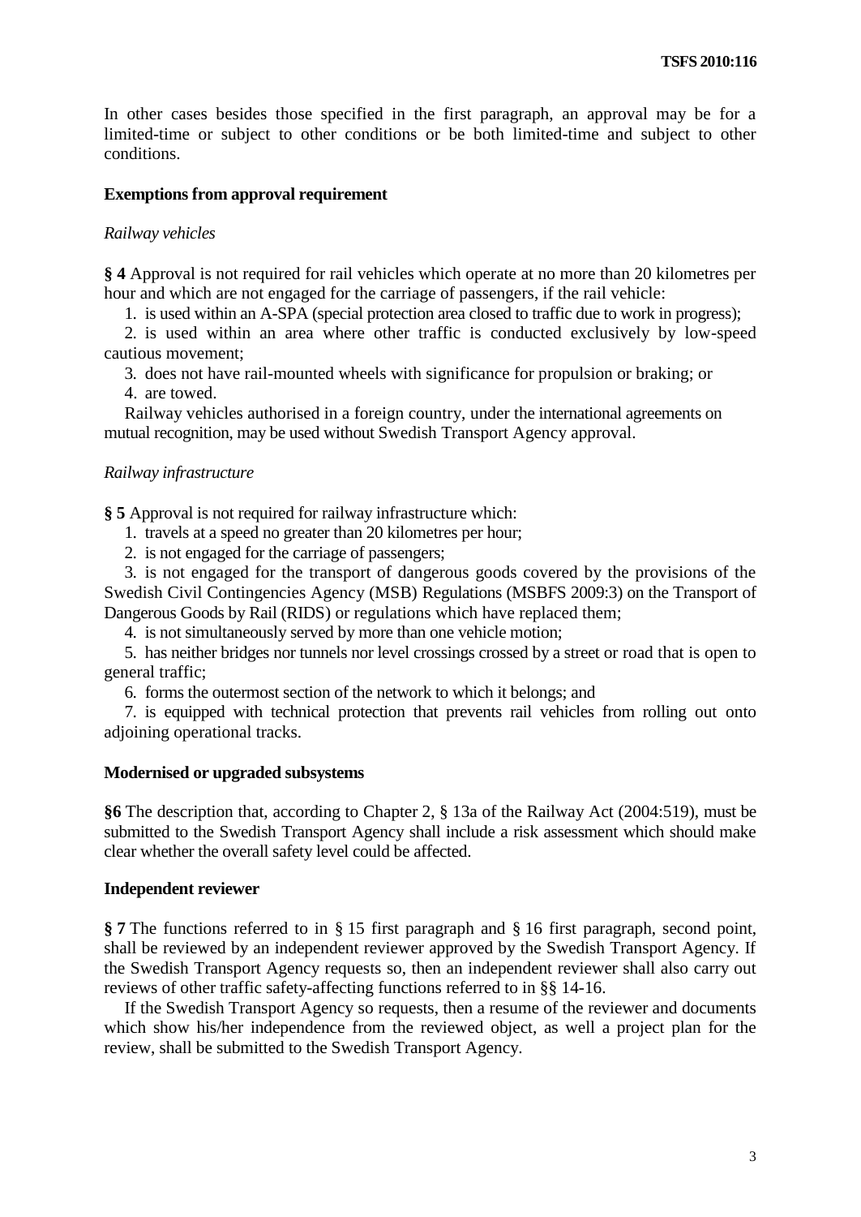In other cases besides those specified in the first paragraph, an approval may be for a limited-time or subject to other conditions or be both limited-time and subject to other conditions.

## Exemptions from approval requirement

*Railway vehicles*

**§ 4** Approval is not required for rail vehicles which operate at no more than 20 kilometres per hour and which are not engaged for the carriage of passengers, if the rail vehicle:

1. is used within an A-SPA (special protection area closed to traffic due to work in progress);
2. is used within an area where other traffic is conducted exclusively by low-speed cautious movement;
3. does not have rail-mounted wheels with significance for propulsion or braking; or
4. are towed.

Railway vehicles authorised in a foreign country, under the international agreements on mutual recognition, may be used without Swedish Transport Agency approval.

*Railway infrastructure*

**§ 5** Approval is not required for railway infrastructure which:

1. travels at a speed no greater than 20 kilometres per hour;
2. is not engaged for the carriage of passengers;
3. is not engaged for the transport of dangerous goods covered by the provisions of the Swedish Civil Contingencies Agency (MSB) Regulations (MSBFS 2009:3) on the Transport of Dangerous Goods by Rail (RIDS) or regulations which have replaced them;
4. is not simultaneously served by more than one vehicle motion;
5. has neither bridges nor tunnels nor level crossings crossed by a street or road that is open to general traffic;
6. forms the outermost section of the network to which it belongs; and
7. is equipped with technical protection that prevents rail vehicles from rolling out onto adjoining operational tracks.

## Modernised or upgraded subsystems

**§6** The description that, according to Chapter 2, § 13a of the Railway Act (2004:519), must be submitted to the Swedish Transport Agency shall include a risk assessment which should make clear whether the overall safety level could be affected.

## Independent reviewer

**§ 7** The functions referred to in § 15 first paragraph and § 16 first paragraph, second point, shall be reviewed by an independent reviewer approved by the Swedish Transport Agency. If the Swedish Transport Agency requests so, then an independent reviewer shall also carry out reviews of other traffic safety-affecting functions referred to in §§ 14-16.

If the Swedish Transport Agency so requests, then a resume of the reviewer and documents which show his/her independence from the reviewed object, as well a project plan for the review, shall be submitted to the Swedish Transport Agency.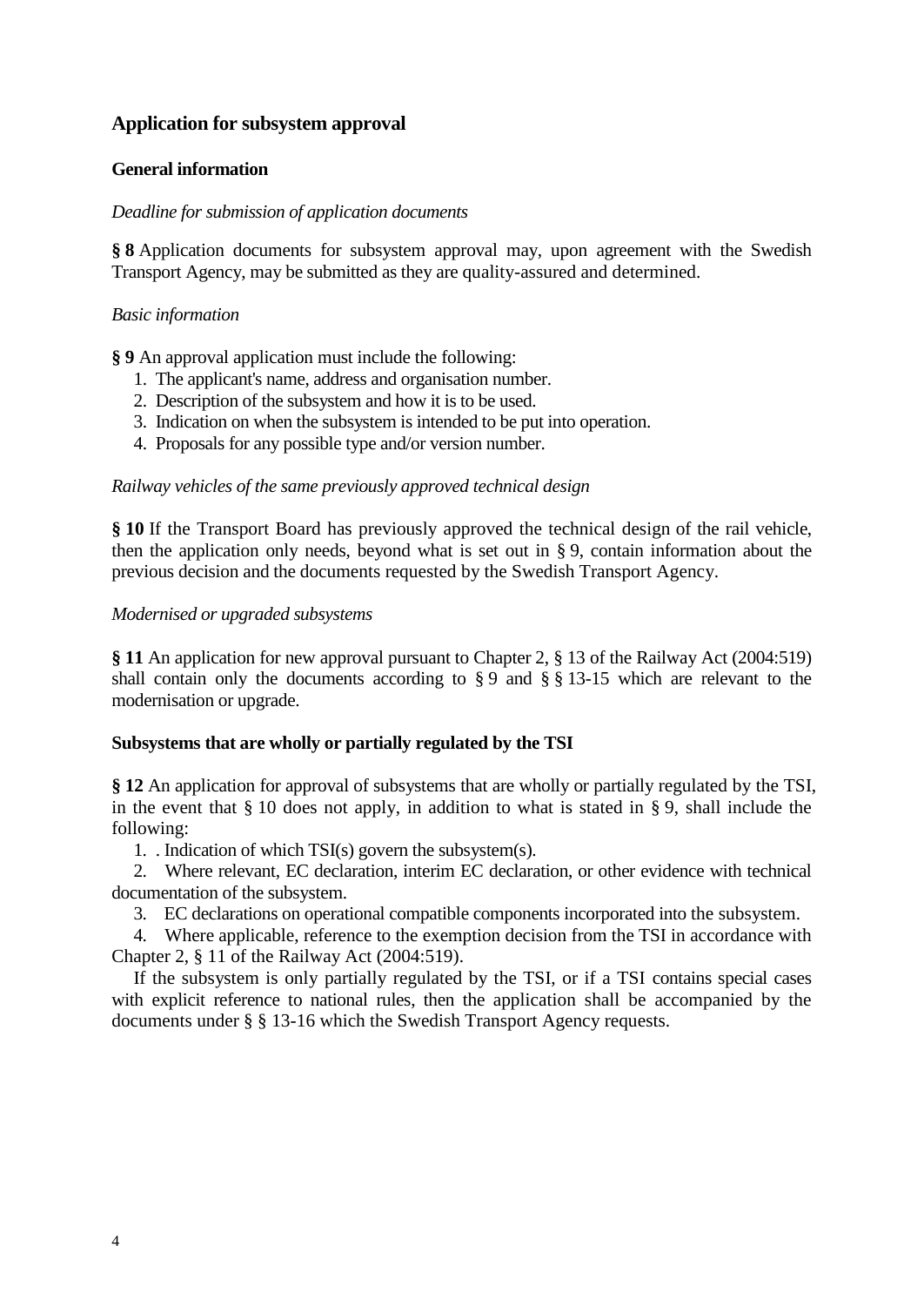## Application for subsystem approval

### General information

*Deadline for submission of application documents*

**§ 8** Application documents for subsystem approval may, upon agreement with the Swedish Transport Agency, may be submitted as they are quality-assured and determined.

*Basic information*

**§ 9** An approval application must include the following:

1. The applicant's name, address and organisation number.
2. Description of the subsystem and how it is to be used.
3. Indication on when the subsystem is intended to be put into operation.
4. Proposals for any possible type and/or version number.

*Railway vehicles of the same previously approved technical design*

**§ 10** If the Transport Board has previously approved the technical design of the rail vehicle, then the application only needs, beyond what is set out in § 9, contain information about the previous decision and the documents requested by the Swedish Transport Agency.

*Modernised or upgraded subsystems*

**§ 11** An application for new approval pursuant to Chapter 2, § 13 of the Railway Act (2004:519) shall contain only the documents according to § 9 and § § 13-15 which are relevant to the modernisation or upgrade.

### Subsystems that are wholly or partially regulated by the TSI

**§ 12** An application for approval of subsystems that are wholly or partially regulated by the TSI, in the event that § 10 does not apply, in addition to what is stated in § 9, shall include the following:

1. . Indication of which TSI(s) govern the subsystem(s).
2. Where relevant, EC declaration, interim EC declaration, or other evidence with technical documentation of the subsystem.
3. EC declarations on operational compatible components incorporated into the subsystem.
4. Where applicable, reference to the exemption decision from the TSI in accordance with Chapter 2, § 11 of the Railway Act (2004:519).

If the subsystem is only partially regulated by the TSI, or if a TSI contains special cases with explicit reference to national rules, then the application shall be accompanied by the documents under § § 13-16 which the Swedish Transport Agency requests.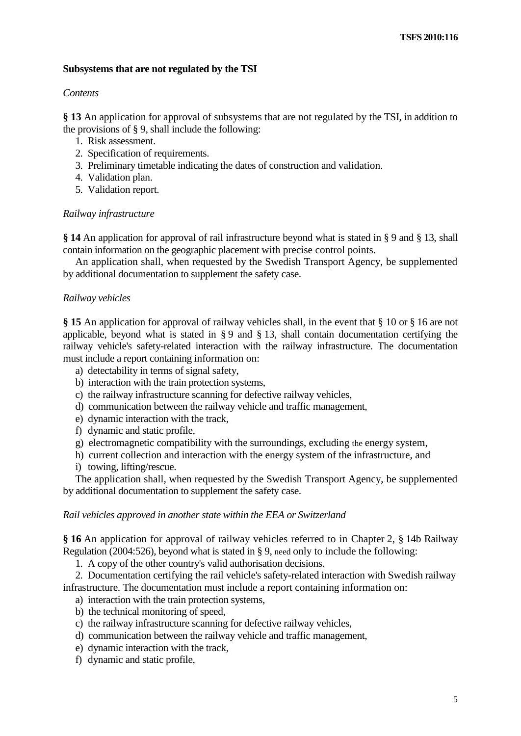**Subsystems that are not regulated by the TSI**

*Contents*

**§ 13** An application for approval of subsystems that are not regulated by the TSI, in addition to the provisions of § 9, shall include the following:

1. Risk assessment.
2. Specification of requirements.
3. Preliminary timetable indicating the dates of construction and validation.
4. Validation plan.
5. Validation report.

*Railway infrastructure*

**§ 14** An application for approval of rail infrastructure beyond what is stated in § 9 and § 13, shall contain information on the geographic placement with precise control points.

An application shall, when requested by the Swedish Transport Agency, be supplemented by additional documentation to supplement the safety case.

*Railway vehicles*

**§ 15** An application for approval of railway vehicles shall, in the event that § 10 or § 16 are not applicable, beyond what is stated in § 9 and § 13, shall contain documentation certifying the railway vehicle's safety-related interaction with the railway infrastructure. The documentation must include a report containing information on:

a) detectability in terms of signal safety,
b) interaction with the train protection systems,
c) the railway infrastructure scanning for defective railway vehicles,
d) communication between the railway vehicle and traffic management,
e) dynamic interaction with the track,
f) dynamic and static profile,
g) electromagnetic compatibility with the surroundings, excluding the energy system,
h) current collection and interaction with the energy system of the infrastructure, and
i) towing, lifting/rescue.

The application shall, when requested by the Swedish Transport Agency, be supplemented by additional documentation to supplement the safety case.

*Rail vehicles approved in another state within the EEA or Switzerland*

**§ 16** An application for approval of railway vehicles referred to in Chapter 2, § 14b Railway Regulation (2004:526), beyond what is stated in § 9, need only to include the following:

1. A copy of the other country's valid authorisation decisions.
2. Documentation certifying the rail vehicle's safety-related interaction with Swedish railway infrastructure. The documentation must include a report containing information on:

a) interaction with the train protection systems,
b) the technical monitoring of speed,
c) the railway infrastructure scanning for defective railway vehicles,
d) communication between the railway vehicle and traffic management,
e) dynamic interaction with the track,
f) dynamic and static profile,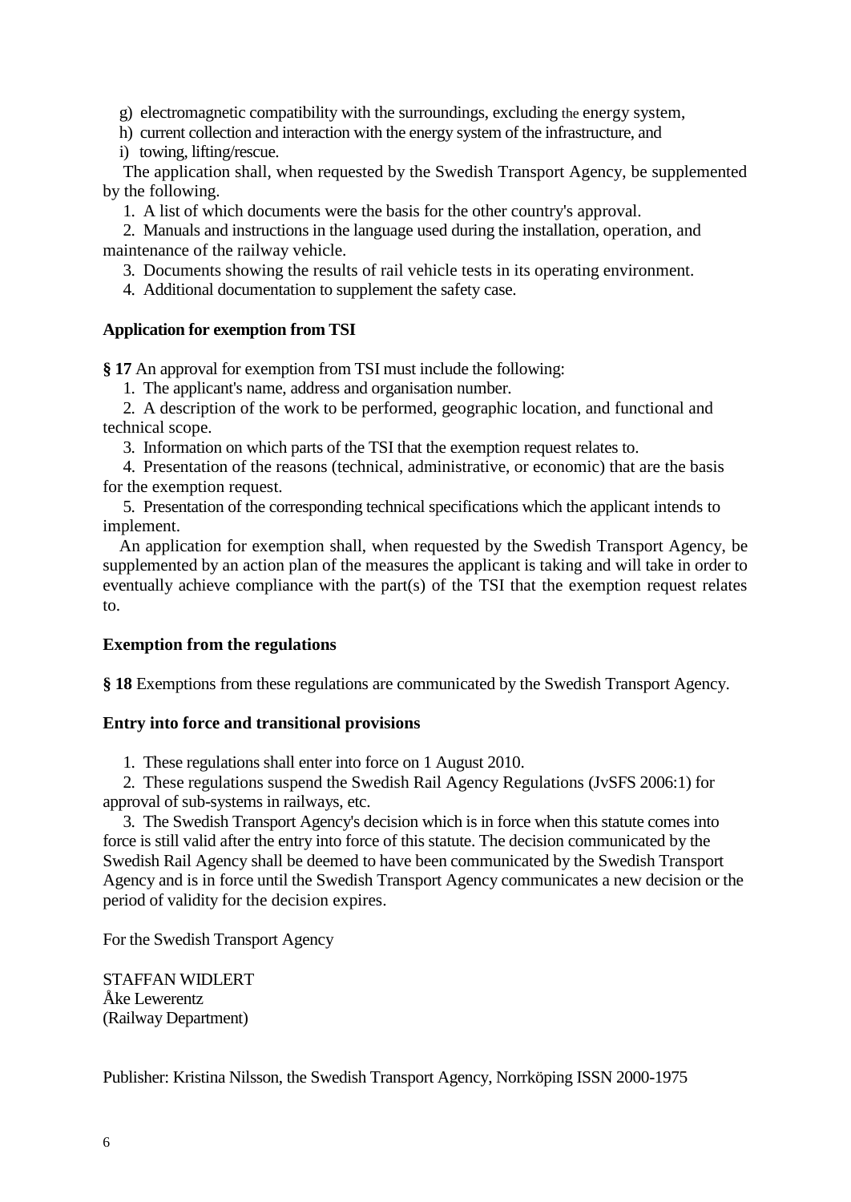g) electromagnetic compatibility with the surroundings, excluding the energy system,

h) current collection and interaction with the energy system of the infrastructure, and

i) towing, lifting/rescue.

The application shall, when requested by the Swedish Transport Agency, be supplemented by the following.

1. A list of which documents were the basis for the other country's approval.
2. Manuals and instructions in the language used during the installation, operation, and maintenance of the railway vehicle.
3. Documents showing the results of rail vehicle tests in its operating environment.
4. Additional documentation to supplement the safety case.

**Application for exemption from TSI**

**§ 17** An approval for exemption from TSI must include the following:

1. The applicant's name, address and organisation number.
2. A description of the work to be performed, geographic location, and functional and technical scope.
3. Information on which parts of the TSI that the exemption request relates to.
4. Presentation of the reasons (technical, administrative, or economic) that are the basis for the exemption request.
5. Presentation of the corresponding technical specifications which the applicant intends to implement.

An application for exemption shall, when requested by the Swedish Transport Agency, be supplemented by an action plan of the measures the applicant is taking and will take in order to eventually achieve compliance with the part(s) of the TSI that the exemption request relates to.

**Exemption from the regulations**

**§ 18** Exemptions from these regulations are communicated by the Swedish Transport Agency.

**Entry into force and transitional provisions**

1. These regulations shall enter into force on 1 August 2010.
2. These regulations suspend the Swedish Rail Agency Regulations (JvSFS 2006:1) for approval of sub-systems in railways, etc.
3. The Swedish Transport Agency's decision which is in force when this statute comes into force is still valid after the entry into force of this statute. The decision communicated by the Swedish Rail Agency shall be deemed to have been communicated by the Swedish Transport Agency and is in force until the Swedish Transport Agency communicates a new decision or the period of validity for the decision expires.

For the Swedish Transport Agency

STAFFAN WIDLERT
Åke Lewerentz
(Railway Department)

Publisher: Kristina Nilsson, the Swedish Transport Agency, Norrköping ISSN 2000-1975